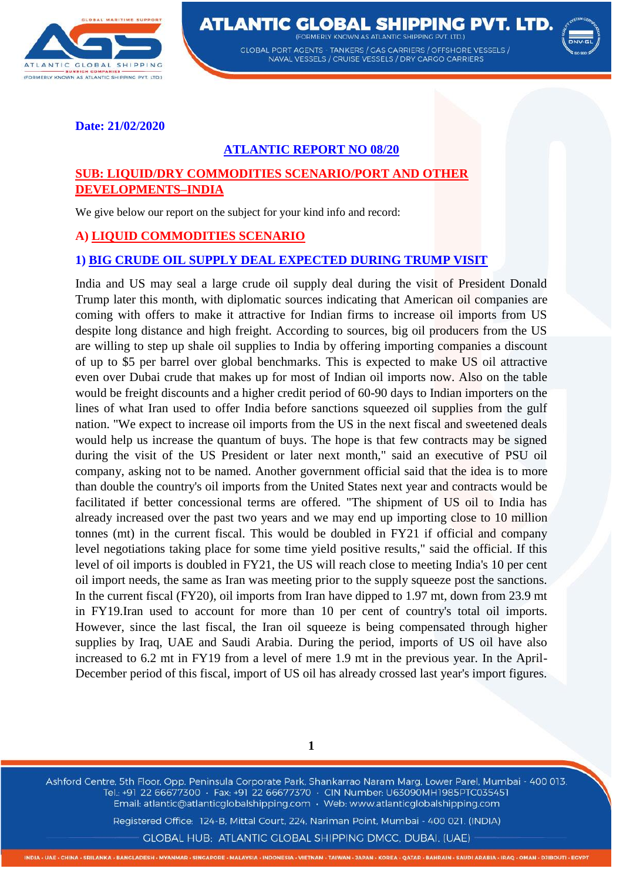**Date: 21/02/2020**

**ATLANTIC REPORT NO 08/20**

**SUB: LIQUID/DRY COMMODITIES SCENARIO/PORT AND OTHER DEVELOPMENTS–INDIA**

We give below our report on the subject for your kind info and record:

## A) LIQUID COMMODITIES SCENARIO

### 1) BIG CRUDE OIL SUPPLY DEAL EXPECTED DURING TRUMP VISIT

India and US may seal a large crude oil supply deal during the visit of President Donald Trump later this month, with diplomatic sources indicating that American oil companies are coming with offers to make it attractive for Indian firms to increase oil imports from US despite long distance and high freight. According to sources, big oil producers from the US are willing to step up shale oil supplies to India by offering importing companies a discount of up to $5 per barrel over global benchmarks. This is expected to make US oil attractive even over Dubai crude that makes up for most of Indian oil imports now. Also on the table would be freight discounts and a higher credit period of 60-90 days to Indian importers on the lines of what Iran used to offer India before sanctions squeezed oil supplies from the gulf nation. "We expect to increase oil imports from the US in the next fiscal and sweetened deals would help us increase the quantum of buys. The hope is that few contracts may be signed during the visit of the US President or later next month," said an executive of PSU oil company, asking not to be named. Another government official said that the idea is to more than double the country's oil imports from the United States next year and contracts would be facilitated if better concessional terms are offered. "The shipment of US oil to India has already increased over the past two years and we may end up importing close to 10 million tonnes (mt) in the current fiscal. This would be doubled in FY21 if official and company level negotiations taking place for some time yield positive results," said the official. If this level of oil imports is doubled in FY21, the US will reach close to meeting India's 10 per cent oil import needs, the same as Iran was meeting prior to the supply squeeze post the sanctions. In the current fiscal (FY20), oil imports from Iran have dipped to 1.97 mt, down from 23.9 mt in FY19.Iran used to account for more than 10 per cent of country's total oil imports. However, since the last fiscal, the Iran oil squeeze is being compensated through higher supplies by Iraq, UAE and Saudi Arabia. During the period, imports of US oil have also increased to 6.2 mt in FY19 from a level of mere 1.9 mt in the previous year. In the April-December period of this fiscal, import of US oil has already crossed last year's import figures.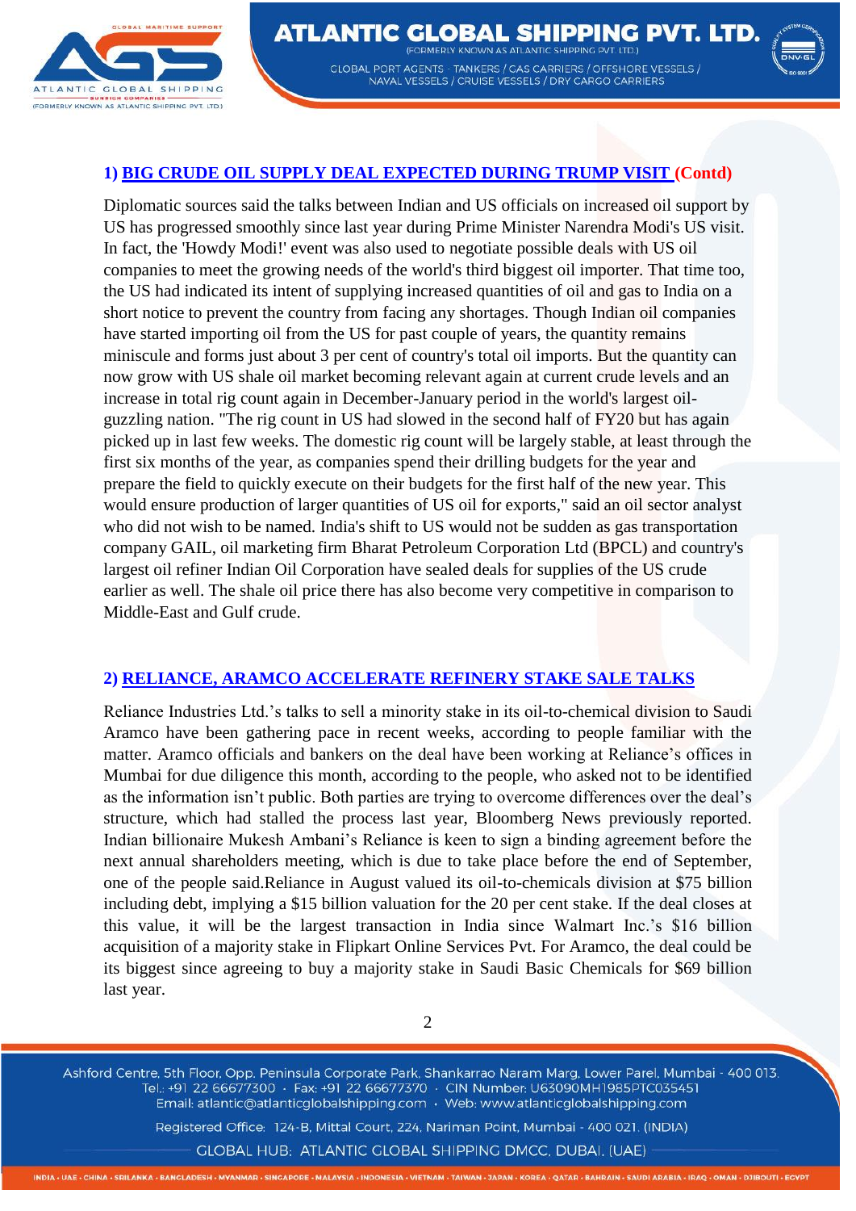## 1) BIG CRUDE OIL SUPPLY DEAL EXPECTED DURING TRUMP VISIT (Contd)

Diplomatic sources said the talks between Indian and US officials on increased oil support by US has progressed smoothly since last year during Prime Minister Narendra Modi's US visit. In fact, the 'Howdy Modi!' event was also used to negotiate possible deals with US oil companies to meet the growing needs of the world's third biggest oil importer. That time too, the US had indicated its intent of supplying increased quantities of oil and gas to India on a short notice to prevent the country from facing any shortages. Though Indian oil companies have started importing oil from the US for past couple of years, the quantity remains miniscule and forms just about 3 per cent of country's total oil imports. But the quantity can now grow with US shale oil market becoming relevant again at current crude levels and an increase in total rig count again in December-January period in the world's largest oil-guzzling nation. "The rig count in US had slowed in the second half of FY20 but has again picked up in last few weeks. The domestic rig count will be largely stable, at least through the first six months of the year, as companies spend their drilling budgets for the year and prepare the field to quickly execute on their budgets for the first half of the new year. This would ensure production of larger quantities of US oil for exports," said an oil sector analyst who did not wish to be named. India's shift to US would not be sudden as gas transportation company GAIL, oil marketing firm Bharat Petroleum Corporation Ltd (BPCL) and country's largest oil refiner Indian Oil Corporation have sealed deals for supplies of the US crude earlier as well. The shale oil price there has also become very competitive in comparison to Middle-East and Gulf crude.

## 2) RELIANCE, ARAMCO ACCELERATE REFINERY STAKE SALE TALKS

Reliance Industries Ltd.'s talks to sell a minority stake in its oil-to-chemical division to Saudi Aramco have been gathering pace in recent weeks, according to people familiar with the matter. Aramco officials and bankers on the deal have been working at Reliance's offices in Mumbai for due diligence this month, according to the people, who asked not to be identified as the information isn't public. Both parties are trying to overcome differences over the deal's structure, which had stalled the process last year, Bloomberg News previously reported. Indian billionaire Mukesh Ambani's Reliance is keen to sign a binding agreement before the next annual shareholders meeting, which is due to take place before the end of September, one of the people said.Reliance in August valued its oil-to-chemicals division at $75 billion including debt, implying a $15 billion valuation for the 20 per cent stake. If the deal closes at this value, it will be the largest transaction in India since Walmart Inc.'s $16 billion acquisition of a majority stake in Flipkart Online Services Pvt. For Aramco, the deal could be its biggest since agreeing to buy a majority stake in Saudi Basic Chemicals for $69 billion last year.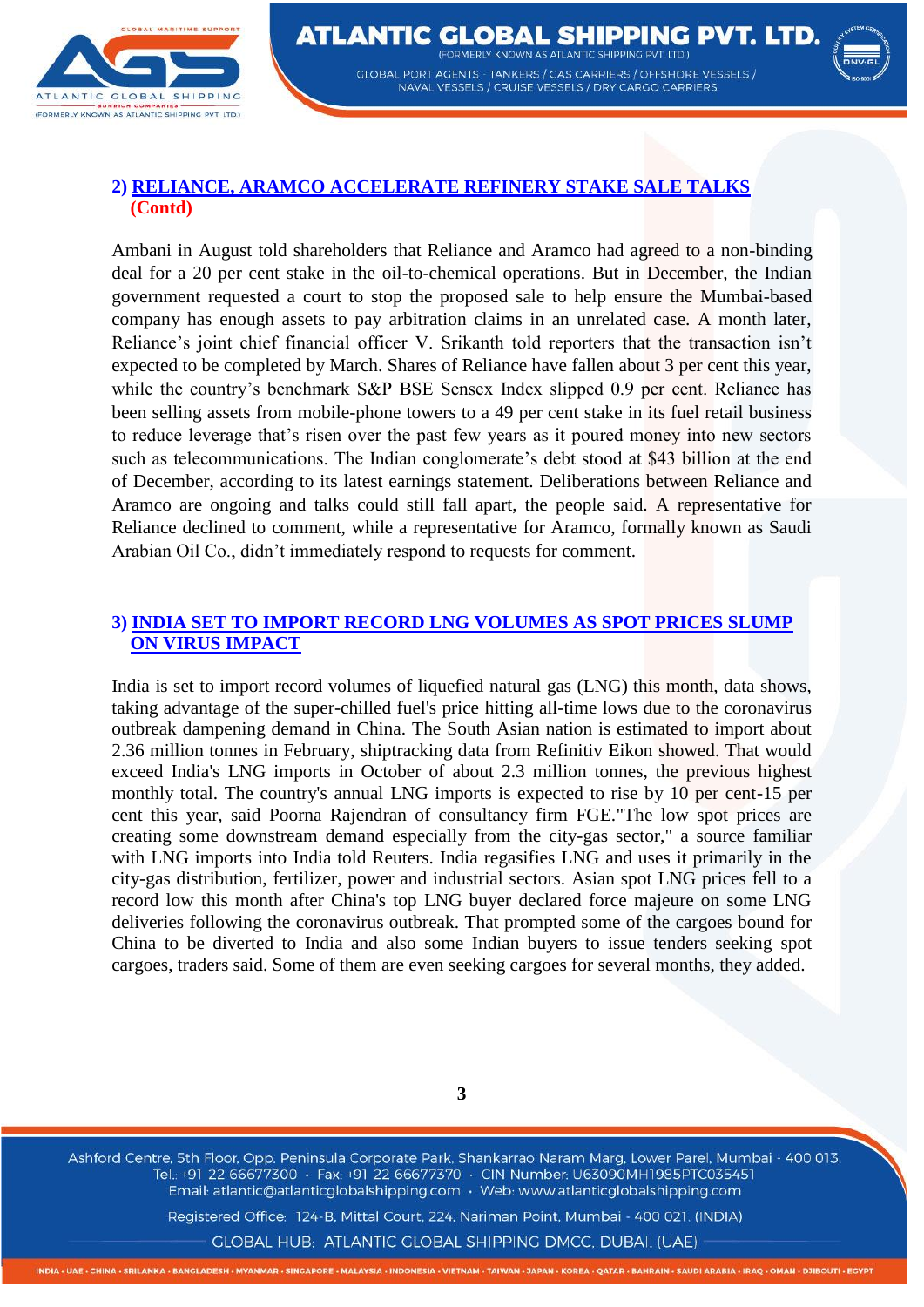## 2) RELIANCE, ARAMCO ACCELERATE REFINERY STAKE SALE TALKS (Contd)

Ambani in August told shareholders that Reliance and Aramco had agreed to a non-binding deal for a 20 per cent stake in the oil-to-chemical operations. But in December, the Indian government requested a court to stop the proposed sale to help ensure the Mumbai-based company has enough assets to pay arbitration claims in an unrelated case. A month later, Reliance's joint chief financial officer V. Srikanth told reporters that the transaction isn't expected to be completed by March. Shares of Reliance have fallen about 3 per cent this year, while the country's benchmark S&P BSE Sensex Index slipped 0.9 per cent. Reliance has been selling assets from mobile-phone towers to a 49 per cent stake in its fuel retail business to reduce leverage that's risen over the past few years as it poured money into new sectors such as telecommunications. The Indian conglomerate's debt stood at $43 billion at the end of December, according to its latest earnings statement. Deliberations between Reliance and Aramco are ongoing and talks could still fall apart, the people said. A representative for Reliance declined to comment, while a representative for Aramco, formally known as Saudi Arabian Oil Co., didn't immediately respond to requests for comment.

## 3) INDIA SET TO IMPORT RECORD LNG VOLUMES AS SPOT PRICES SLUMP ON VIRUS IMPACT

India is set to import record volumes of liquefied natural gas (LNG) this month, data shows, taking advantage of the super-chilled fuel's price hitting all-time lows due to the coronavirus outbreak dampening demand in China. The South Asian nation is estimated to import about 2.36 million tonnes in February, shiptracking data from Refinitiv Eikon showed. That would exceed India's LNG imports in October of about 2.3 million tonnes, the previous highest monthly total. The country's annual LNG imports is expected to rise by 10 per cent-15 per cent this year, said Poorna Rajendran of consultancy firm FGE."The low spot prices are creating some downstream demand especially from the city-gas sector," a source familiar with LNG imports into India told Reuters. India regasifies LNG and uses it primarily in the city-gas distribution, fertilizer, power and industrial sectors. Asian spot LNG prices fell to a record low this month after China's top LNG buyer declared force majeure on some LNG deliveries following the coronavirus outbreak. That prompted some of the cargoes bound for China to be diverted to India and also some Indian buyers to issue tenders seeking spot cargoes, traders said. Some of them are even seeking cargoes for several months, they added.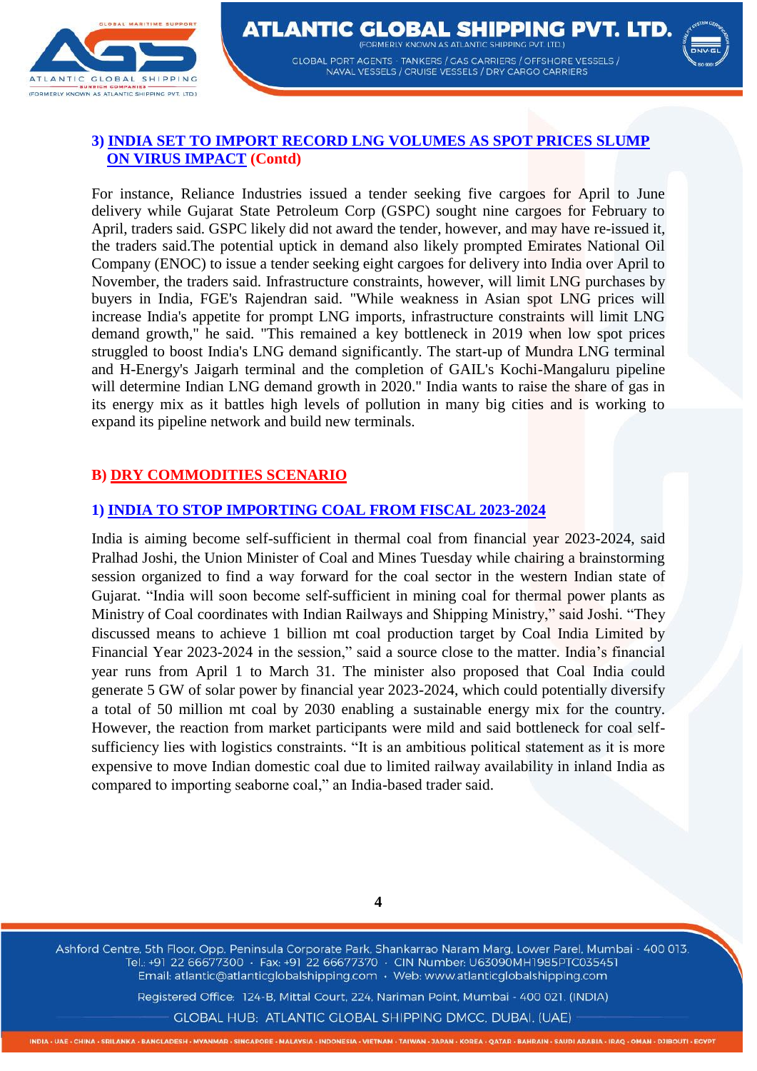### 3) INDIA SET TO IMPORT RECORD LNG VOLUMES AS SPOT PRICES SLUMP ON VIRUS IMPACT (Contd)

For instance, Reliance Industries issued a tender seeking five cargoes for April to June delivery while Gujarat State Petroleum Corp (GSPC) sought nine cargoes for February to April, traders said. GSPC likely did not award the tender, however, and may have re-issued it, the traders said.The potential uptick in demand also likely prompted Emirates National Oil Company (ENOC) to issue a tender seeking eight cargoes for delivery into India over April to November, the traders said. Infrastructure constraints, however, will limit LNG purchases by buyers in India, FGE's Rajendran said. "While weakness in Asian spot LNG prices will increase India's appetite for prompt LNG imports, infrastructure constraints will limit LNG demand growth," he said. "This remained a key bottleneck in 2019 when low spot prices struggled to boost India's LNG demand significantly. The start-up of Mundra LNG terminal and H-Energy's Jaigarh terminal and the completion of GAIL's Kochi-Mangaluru pipeline will determine Indian LNG demand growth in 2020." India wants to raise the share of gas in its energy mix as it battles high levels of pollution in many big cities and is working to expand its pipeline network and build new terminals.

## B) DRY COMMODITIES SCENARIO

### 1) INDIA TO STOP IMPORTING COAL FROM FISCAL 2023-2024

India is aiming become self-sufficient in thermal coal from financial year 2023-2024, said Pralhad Joshi, the Union Minister of Coal and Mines Tuesday while chairing a brainstorming session organized to find a way forward for the coal sector in the western Indian state of Gujarat. “India will soon become self-sufficient in mining coal for thermal power plants as Ministry of Coal coordinates with Indian Railways and Shipping Ministry,” said Joshi. “They discussed means to achieve 1 billion mt coal production target by Coal India Limited by Financial Year 2023-2024 in the session,” said a source close to the matter. India’s financial year runs from April 1 to March 31. The minister also proposed that Coal India could generate 5 GW of solar power by financial year 2023-2024, which could potentially diversify a total of 50 million mt coal by 2030 enabling a sustainable energy mix for the country. However, the reaction from market participants were mild and said bottleneck for coal self-sufficiency lies with logistics constraints. “It is an ambitious political statement as it is more expensive to move Indian domestic coal due to limited railway availability in inland India as compared to importing seaborne coal,” an India-based trader said.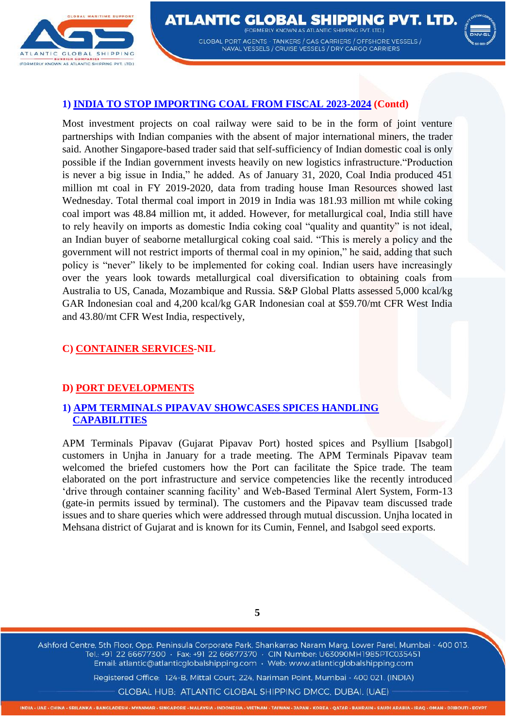### 1) INDIA TO STOP IMPORTING COAL FROM FISCAL 2023-2024 (Contd)

Most investment projects on coal railway were said to be in the form of joint venture partnerships with Indian companies with the absent of major international miners, the trader said. Another Singapore-based trader said that self-sufficiency of Indian domestic coal is only possible if the Indian government invests heavily on new logistics infrastructure."Production is never a big issue in India," he added. As of January 31, 2020, Coal India produced 451 million mt coal in FY 2019-2020, data from trading house Iman Resources showed last Wednesday. Total thermal coal import in 2019 in India was 181.93 million mt while coking coal import was 48.84 million mt, it added. However, for metallurgical coal, India still have to rely heavily on imports as domestic India coking coal "quality and quantity" is not ideal, an Indian buyer of seaborne metallurgical coking coal said. "This is merely a policy and the government will not restrict imports of thermal coal in my opinion," he said, adding that such policy is "never" likely to be implemented for coking coal. Indian users have increasingly over the years look towards metallurgical coal diversification to obtaining coals from Australia to US, Canada, Mozambique and Russia. S&P Global Platts assessed 5,000 kcal/kg GAR Indonesian coal and 4,200 kcal/kg GAR Indonesian coal at $59.70/mt CFR West India and 43.80/mt CFR West India, respectively,

## C) CONTAINER SERVICES-NIL

## D) PORT DEVELOPMENTS

### 1) APM TERMINALS PIPAVAV SHOWCASES SPICES HANDLING CAPABILITIES

APM Terminals Pipavav (Gujarat Pipavav Port) hosted spices and Psyllium [Isabgol] customers in Unjha in January for a trade meeting. The APM Terminals Pipavav team welcomed the briefed customers how the Port can facilitate the Spice trade. The team elaborated on the port infrastructure and service competencies like the recently introduced 'drive through container scanning facility' and Web-Based Terminal Alert System, Form-13 (gate-in permits issued by terminal). The customers and the Pipavav team discussed trade issues and to share queries which were addressed through mutual discussion. Unjha located in Mehsana district of Gujarat and is known for its Cumin, Fennel, and Isabgol seed exports.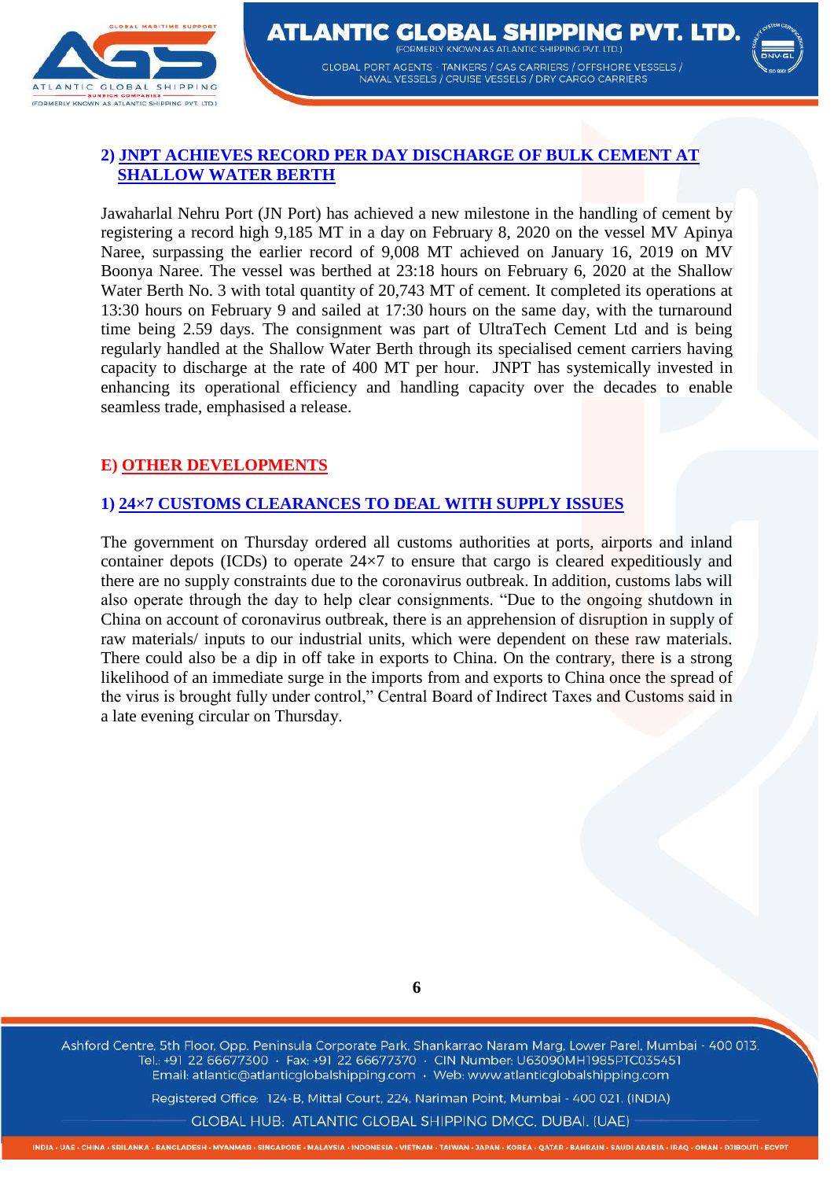## 2) JNPT ACHIEVES RECORD PER DAY DISCHARGE OF BULK CEMENT AT SHALLOW WATER BERTH

Jawaharlal Nehru Port (JN Port) has achieved a new milestone in the handling of cement by registering a record high 9,185 MT in a day on February 8, 2020 on the vessel MV Apinya Naree, surpassing the earlier record of 9,008 MT achieved on January 16, 2019 on MV Boonya Naree. The vessel was berthed at 23:18 hours on February 6, 2020 at the Shallow Water Berth No. 3 with total quantity of 20,743 MT of cement. It completed its operations at 13:30 hours on February 9 and sailed at 17:30 hours on the same day, with the turnaround time being 2.59 days. The consignment was part of UltraTech Cement Ltd and is being regularly handled at the Shallow Water Berth through its specialised cement carriers having capacity to discharge at the rate of 400 MT per hour. JNPT has systemically invested in enhancing its operational efficiency and handling capacity over the decades to enable seamless trade, emphasised a release.

# E) OTHER DEVELOPMENTS

## 1) 24×7 CUSTOMS CLEARANCES TO DEAL WITH SUPPLY ISSUES

The government on Thursday ordered all customs authorities at ports, airports and inland container depots (ICDs) to operate 24×7 to ensure that cargo is cleared expeditiously and there are no supply constraints due to the coronavirus outbreak. In addition, customs labs will also operate through the day to help clear consignments. "Due to the ongoing shutdown in China on account of coronavirus outbreak, there is an apprehension of disruption in supply of raw materials/ inputs to our industrial units, which were dependent on these raw materials. There could also be a dip in off take in exports to China. On the contrary, there is a strong likelihood of an immediate surge in the imports from and exports to China once the spread of the virus is brought fully under control," Central Board of Indirect Taxes and Customs said in a late evening circular on Thursday.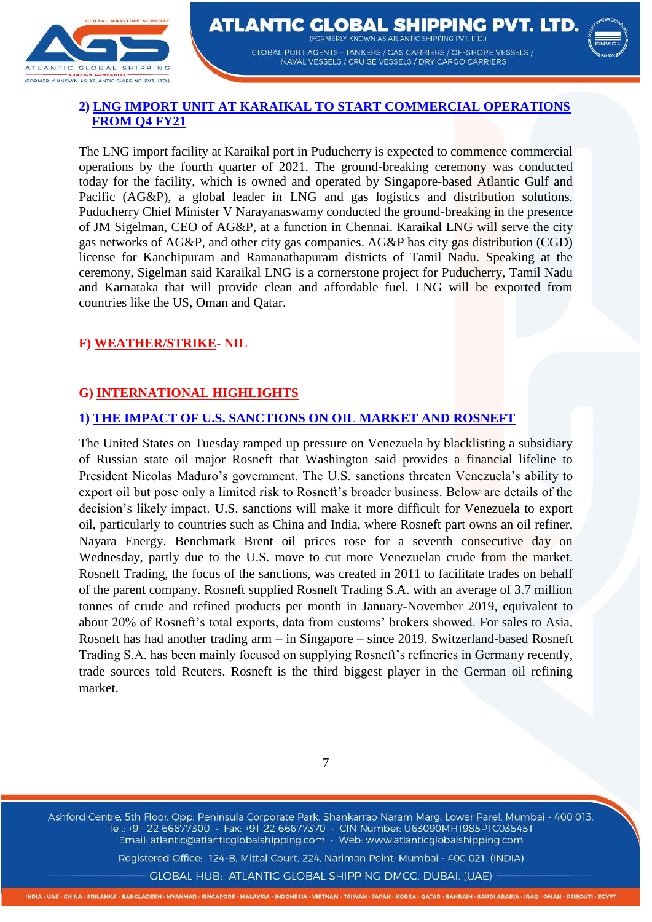### 2) LNG IMPORT UNIT AT KARAIKAL TO START COMMERCIAL OPERATIONS FROM Q4 FY21

The LNG import facility at Karaikal port in Puducherry is expected to commence commercial operations by the fourth quarter of 2021. The ground-breaking ceremony was conducted today for the facility, which is owned and operated by Singapore-based Atlantic Gulf and Pacific (AG&P), a global leader in LNG and gas logistics and distribution solutions. Puducherry Chief Minister V Narayanaswamy conducted the ground-breaking in the presence of JM Sigelman, CEO of AG&P, at a function in Chennai. Karaikal LNG will serve the city gas networks of AG&P, and other city gas companies. AG&P has city gas distribution (CGD) license for Kanchipuram and Ramanathapuram districts of Tamil Nadu. Speaking at the ceremony, Sigelman said Karaikal LNG is a cornerstone project for Puducherry, Tamil Nadu and Karnataka that will provide clean and affordable fuel. LNG will be exported from countries like the US, Oman and Qatar.

## F) WEATHER/STRIKE- NIL

## G) INTERNATIONAL HIGHLIGHTS

### 1) THE IMPACT OF U.S. SANCTIONS ON OIL MARKET AND ROSNEFT

The United States on Tuesday ramped up pressure on Venezuela by blacklisting a subsidiary of Russian state oil major Rosneft that Washington said provides a financial lifeline to President Nicolas Maduro's government. The U.S. sanctions threaten Venezuela's ability to export oil but pose only a limited risk to Rosneft's broader business. Below are details of the decision's likely impact. U.S. sanctions will make it more difficult for Venezuela to export oil, particularly to countries such as China and India, where Rosneft part owns an oil refiner, Nayara Energy. Benchmark Brent oil prices rose for a seventh consecutive day on Wednesday, partly due to the U.S. move to cut more Venezuelan crude from the market. Rosneft Trading, the focus of the sanctions, was created in 2011 to facilitate trades on behalf of the parent company. Rosneft supplied Rosneft Trading S.A. with an average of 3.7 million tonnes of crude and refined products per month in January-November 2019, equivalent to about 20% of Rosneft's total exports, data from customs' brokers showed. For sales to Asia, Rosneft has had another trading arm – in Singapore – since 2019. Switzerland-based Rosneft Trading S.A. has been mainly focused on supplying Rosneft's refineries in Germany recently, trade sources told Reuters. Rosneft is the third biggest player in the German oil refining market.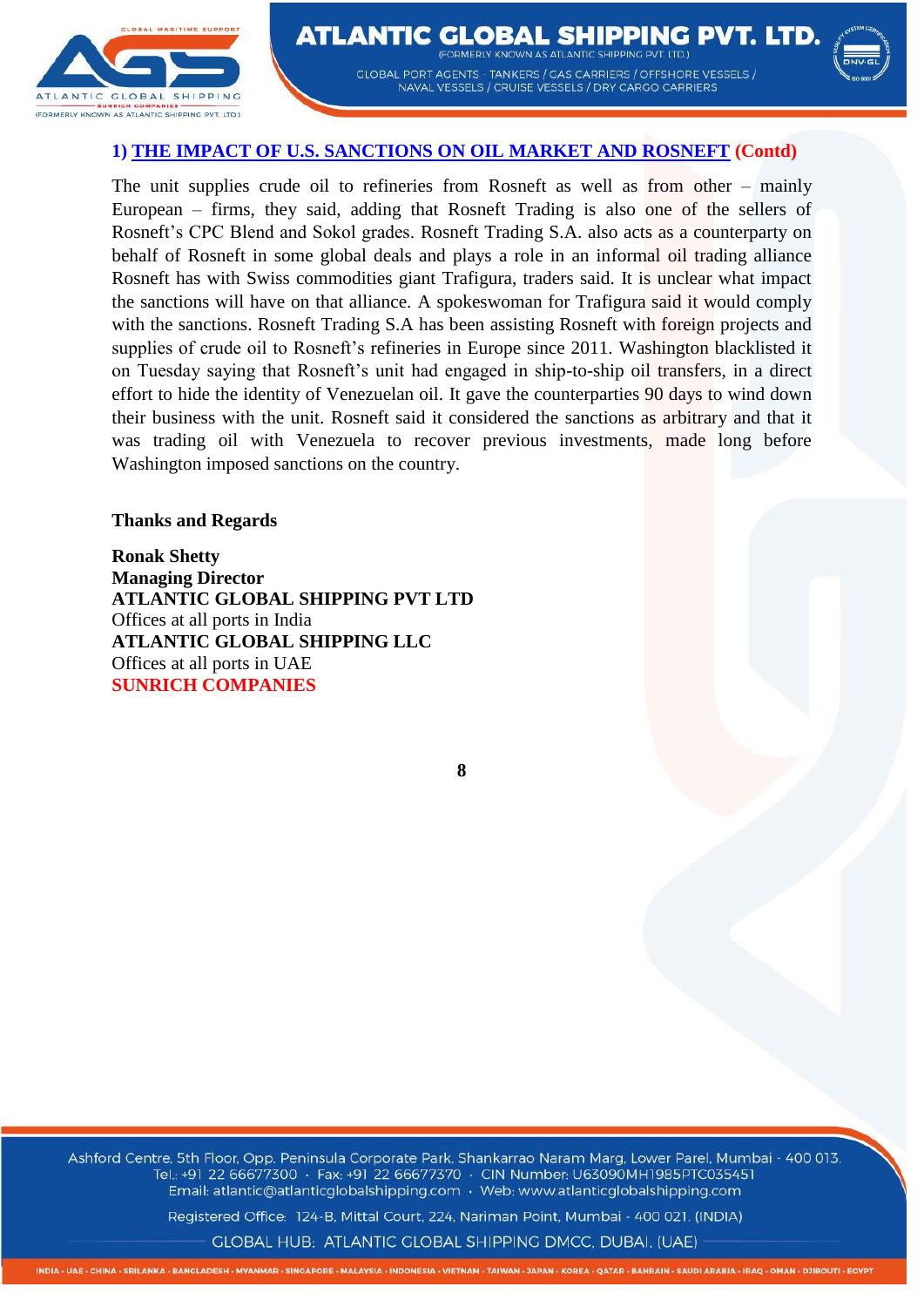## 1) THE IMPACT OF U.S. SANCTIONS ON OIL MARKET AND ROSNEFT (Contd)

The unit supplies crude oil to refineries from Rosneft as well as from other – mainly European – firms, they said, adding that Rosneft Trading is also one of the sellers of Rosneft's CPC Blend and Sokol grades. Rosneft Trading S.A. also acts as a counterparty on behalf of Rosneft in some global deals and plays a role in an informal oil trading alliance Rosneft has with Swiss commodities giant Trafigura, traders said. It is unclear what impact the sanctions will have on that alliance. A spokeswoman for Trafigura said it would comply with the sanctions. Rosneft Trading S.A has been assisting Rosneft with foreign projects and supplies of crude oil to Rosneft's refineries in Europe since 2011. Washington blacklisted it on Tuesday saying that Rosneft's unit had engaged in ship-to-ship oil transfers, in a direct effort to hide the identity of Venezuelan oil. It gave the counterparties 90 days to wind down their business with the unit. Rosneft said it considered the sanctions as arbitrary and that it was trading oil with Venezuela to recover previous investments, made long before Washington imposed sanctions on the country.

**Thanks and Regards**

**Ronak Shetty**
**Managing Director**
**ATLANTIC GLOBAL SHIPPING PVT LTD**
Offices at all ports in India
**ATLANTIC GLOBAL SHIPPING LLC**
Offices at all ports in UAE
**SUNRICH COMPANIES**